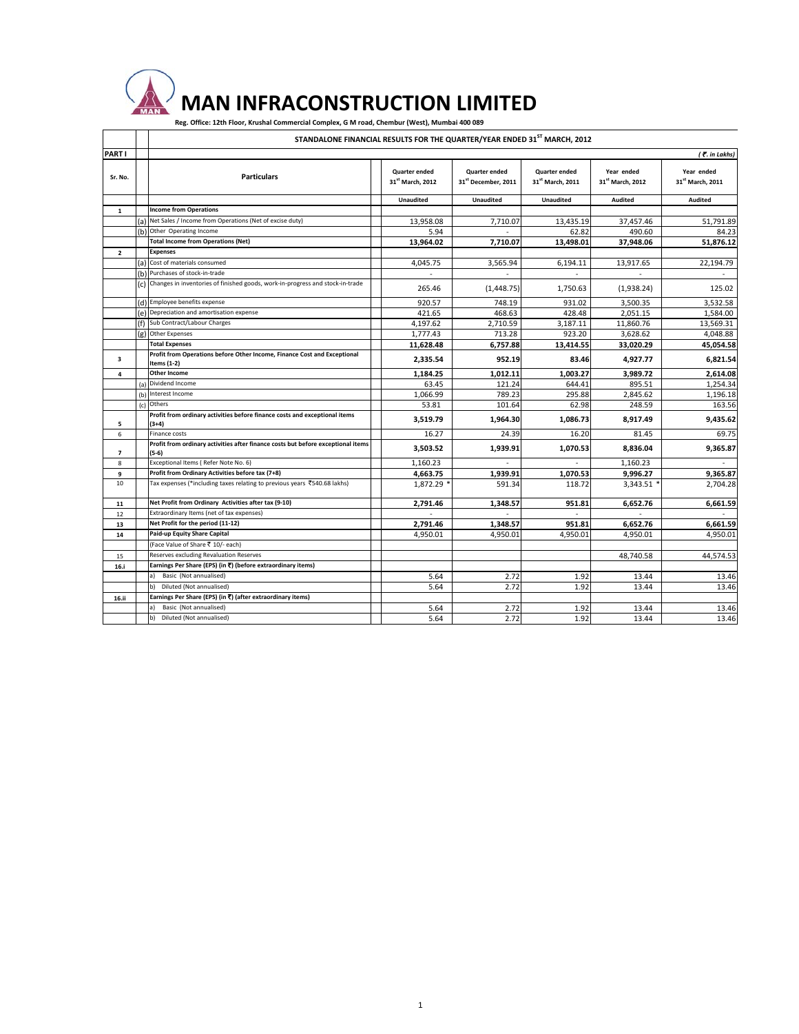# MAN INFRACONSTRUCTION LIMITED

**Reg. Office: 12th Floor, Krushal Commercial Complex, G M road, Chembur (West), Mumbai 400 089**

**STANDALONE FINANCIAL RESULTS FOR THE QUARTER/YEAR ENDED 31ST MARCH, 2012**

**PART I** *( ₹. in Lakhs)*

| Sr. No. | | Particulars | Quarter ended 31st March, 2012 | Quarter ended 31st December, 2011 | Quarter ended 31st March, 2011 | Year ended 31st March, 2012 | Year ended 31st March, 2011 |
|---|---|---|---|---|---|---|---|
| | | | Unaudited | Unaudited | Unaudited | Audited | Audited |
| 1 | | **Income from Operations** | | | | | |
| | (a) | Net Sales / Income from Operations (Net of excise duty) | 13,958.08 | 7,710.07 | 13,435.19 | 37,457.46 | 51,791.89 |
| | (b) | Other Operating Income | 5.94 | - | 62.82 | 490.60 | 84.23 |
| | | **Total Income from Operations (Net)** | **13,964.02** | **7,710.07** | **13,498.01** | **37,948.06** | **51,876.12** |
| 2 | | **Expenses** | | | | | |
| | (a) | Cost of materials consumed | 4,045.75 | 3,565.94 | 6,194.11 | 13,917.65 | 22,194.79 |
| | (b) | Purchases of stock-in-trade | - | - | - | - | - |
| | (c) | Changes in inventories of finished goods, work-in-progress and stock-in-trade | 265.46 | (1,448.75) | 1,750.63 | (1,938.24) | 125.02 |
| | (d) | Employee benefits expense | 920.57 | 748.19 | 931.02 | 3,500.35 | 3,532.58 |
| | (e) | Depreciation and amortisation expense | 421.65 | 468.63 | 428.48 | 2,051.15 | 1,584.00 |
| | (f) | Sub Contract/Labour Charges | 4,197.62 | 2,710.59 | 3,187.11 | 11,860.76 | 13,569.31 |
| | (g) | Other Expenses | 1,777.43 | 713.28 | 923.20 | 3,628.62 | 4,048.88 |
| | | **Total Expenses** | **11,628.48** | **6,757.88** | **13,414.55** | **33,020.29** | **45,054.58** |
| 3 | | **Profit from Operations before Other Income, Finance Cost and Exceptional Items (1-2)** | **2,335.54** | **952.19** | **83.46** | **4,927.77** | **6,821.54** |
| 4 | | **Other Income** | **1,184.25** | **1,012.11** | **1,003.27** | **3,989.72** | **2,614.08** |
| | (a) | Dividend Income | 63.45 | 121.24 | 644.41 | 895.51 | 1,254.34 |
| | (b) | Interest Income | 1,066.99 | 789.23 | 295.88 | 2,845.62 | 1,196.18 |
| | (c) | Others | 53.81 | 101.64 | 62.98 | 248.59 | 163.56 |
| 5 | | **Profit from ordinary activities before finance costs and exceptional items (3+4)** | **3,519.79** | **1,964.30** | **1,086.73** | **8,917.49** | **9,435.62** |
| 6 | | Finance costs | 16.27 | 24.39 | 16.20 | 81.45 | 69.75 |
| 7 | | **Profit from ordinary activities after finance costs but before exceptional items (5-6)** | **3,503.52** | **1,939.91** | **1,070.53** | **8,836.04** | **9,365.87** |
| 8 | | Exceptional Items ( Refer Note No. 6) | 1,160.23 | - | - | 1,160.23 | - |
| 9 | | **Profit from Ordinary Activities before tax (7+8)** | **4,663.75** | **1,939.91** | **1,070.53** | **9,996.27** | **9,365.87** |
| 10 | | Tax expenses (*including taxes relating to previous years ₹540.68 lakhs) | 1,872.29 * | 591.34 | 118.72 | 3,343.51 * | 2,704.28 |
| 11 | | **Net Profit from Ordinary Activities after tax (9-10)** | **2,791.46** | **1,348.57** | **951.81** | **6,652.76** | **6,661.59** |
| 12 | | Extraordinary Items (net of tax expenses) | - | - | - | - | - |
| 13 | | **Net Profit for the period (11-12)** | **2,791.46** | **1,348.57** | **951.81** | **6,652.76** | **6,661.59** |
| 14 | | **Paid-up Equity Share Capital** | 4,950.01 | 4,950.01 | 4,950.01 | 4,950.01 | 4,950.01 |
| | | (Face Value of Share ₹ 10/- each) | | | | | |
| 15 | | Reserves excluding Revaluation Reserves | | | | 48,740.58 | 44,574.53 |
| 16.i | | **Earnings Per Share (EPS) (in ₹) (before extraordinary items)** | | | | | |
| | | a) Basic (Not annualised) | 5.64 | 2.72 | 1.92 | 13.44 | 13.46 |
| | | b) Diluted (Not annualised) | 5.64 | 2.72 | 1.92 | 13.44 | 13.46 |
| 16.ii | | **Earnings Per Share (EPS) (in ₹) (after extraordinary items)** | | | | | |
| | | a) Basic (Not annualised) | 5.64 | 2.72 | 1.92 | 13.44 | 13.46 |
| | | b) Diluted (Not annualised) | 5.64 | 2.72 | 1.92 | 13.44 | 13.46 |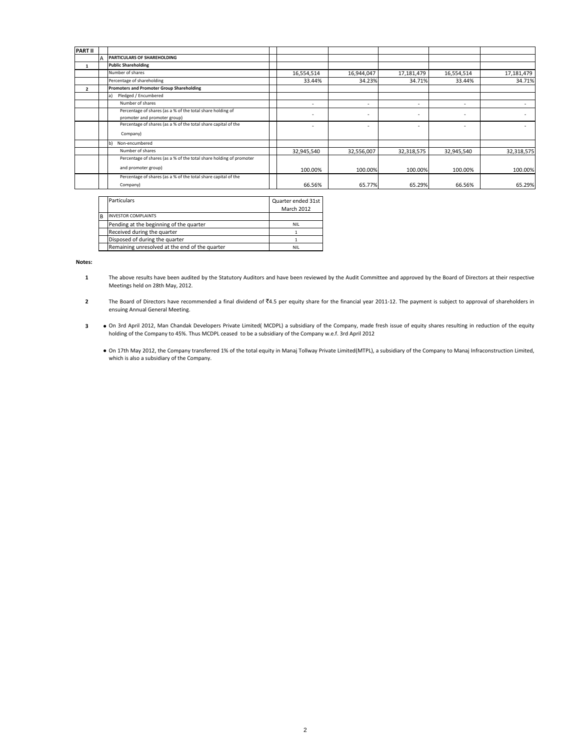| PART II | | | | | | | | |
|---|---|---|---|---|---|---|---|---|
| | A | PARTICULARS OF SHAREHOLDING | | | | | | |
| 1 | | **Public Shareholding** | | | | | | |
| | | Number of shares | | 16,554,514 | 16,944,047 | 17,181,479 | 16,554,514 | 17,181,479 |
| | | Percentage of shareholding | | 33.44% | 34.23% | 34.71% | 33.44% | 34.71% |
| 2 | | **Promoters and Promoter Group Shareholding** | | | | | | |
| | | a) Pledged / Encumbered | | | | | | |
| | | Number of shares | | - | - | - | - | - |
| | | Percentage of shares (as a % of the total share holding of promoter and promoter group) | | - | - | - | - | - |
| | | Percentage of shares (as a % of the total share capital of the Company) | | - | - | - | - | - |
| | | b) Non-encumbered | | | | | | |
| | | Number of shares | | 32,945,540 | 32,556,007 | 32,318,575 | 32,945,540 | 32,318,575 |
| | | Percentage of shares (as a % of the total share holding of promoter and promoter group) | | 100.00% | 100.00% | 100.00% | 100.00% | 100.00% |
| | | Percentage of shares (as a % of the total share capital of the Company) | | 66.56% | 65.77% | 65.29% | 66.56% | 65.29% |

| | Particulars | Quarter ended 31st March 2012 |
|---|---|---|
| B | INVESTOR COMPLAINTS | |
| | Pending at the beginning of the quarter | NIL |
| | Received during the quarter | 1 |
| | Disposed of during the quarter | 1 |
| | Remaining unresolved at the end of the quarter | NIL |

**Notes:**

1. The above results have been audited by the Statutory Auditors and have been reviewed by the Audit Committee and approved by the Board of Directors at their respective Meetings held on 28th May, 2012.

2. The Board of Directors have recommended a final dividend of ₹4.5 per equity share for the financial year 2011-12. The payment is subject to approval of shareholders in ensuing Annual General Meeting.

3. 
   - On 3rd April 2012, Man Chandak Developers Private Limited( MCDPL) a subsidiary of the Company, made fresh issue of equity shares resulting in reduction of the equity holding of the Company to 45%. Thus MCDPL ceased to be a subsidiary of the Company w.e.f. 3rd April 2012
   - On 17th May 2012, the Company transferred 1% of the total equity in Manaj Tollway Private Limited(MTPL), a subsidiary of the Company to Manaj Infraconstruction Limited, which is also a subsidiary of the Company.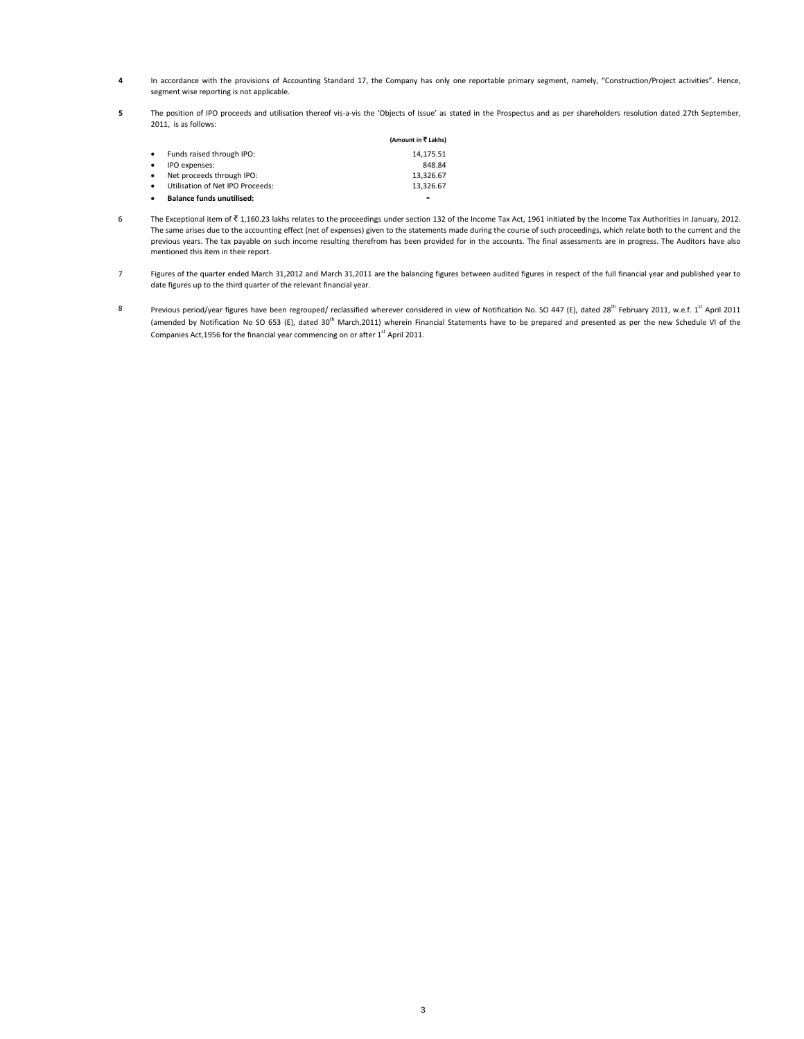**4** In accordance with the provisions of Accounting Standard 17, the Company has only one reportable primary segment, namely, "Construction/Project activities". Hence, segment wise reporting is not applicable.

**5** The position of IPO proceeds and utilisation thereof vis-a-vis the 'Objects of Issue' as stated in the Prospectus and as per shareholders resolution dated 27th September, 2011, is as follows:

| | (Amount in ₹ Lakhs) |
|---|---|
| • Funds raised through IPO: | 14,175.51 |
| • IPO expenses: | 848.84 |
| • Net proceeds through IPO: | 13,326.67 |
| • Utilisation of Net IPO Proceeds: | 13,326.67 |
| • **Balance funds unutilised:** | **-** |

6 The Exceptional item of ₹ 1,160.23 lakhs relates to the proceedings under section 132 of the Income Tax Act, 1961 initiated by the Income Tax Authorities in January, 2012. The same arises due to the accounting effect (net of expenses) given to the statements made during the course of such proceedings, which relate both to the current and the previous years. The tax payable on such income resulting therefrom has been provided for in the accounts. The final assessments are in progress. The Auditors have also mentioned this item in their report.

7 Figures of the quarter ended March 31,2012 and March 31,2011 are the balancing figures between audited figures in respect of the full financial year and published year to date figures up to the third quarter of the relevant financial year.

8 Previous period/year figures have been regrouped/ reclassified wherever considered in view of Notification No. SO 447 (E), dated 28th February 2011, w.e.f. 1st April 2011 (amended by Notification No SO 653 (E), dated 30th March,2011) wherein Financial Statements have to be prepared and presented as per the new Schedule VI of the Companies Act,1956 for the financial year commencing on or after 1st April 2011.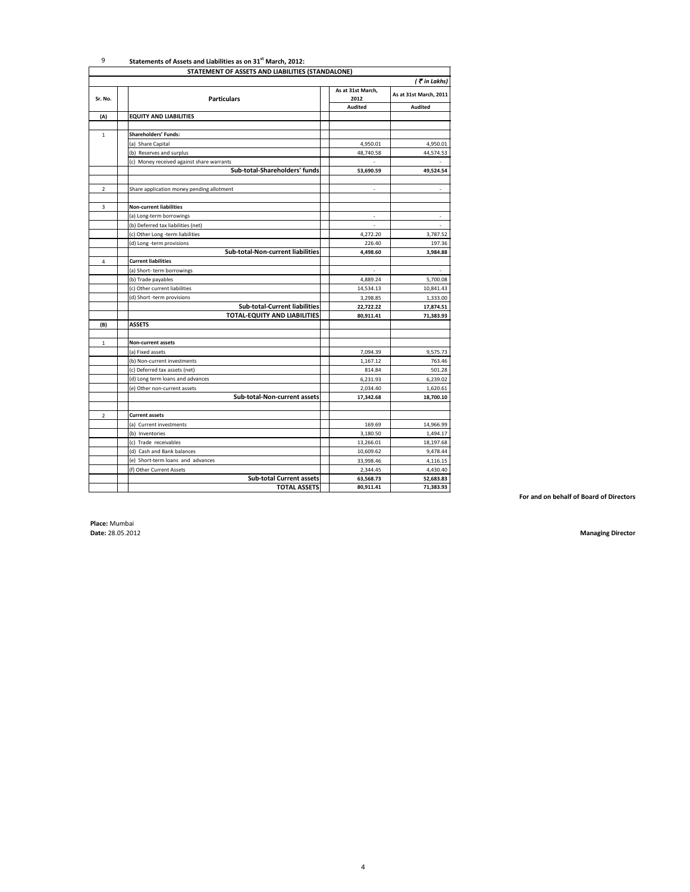9 **Statements of Assets and Liabilities as on 31st March, 2012:**

| STATEMENT OF ASSETS AND LIABILITIES (STANDALONE) | | | |
|---|---|---|---|
| | | | *(₹ in Lakhs)* |
| **Sr. No.** | **Particulars** | **As at 31st March, 2012** | **As at 31st March, 2011** |
| | | **Audited** | **Audited** |
| **(A)** | **EQUITY AND LIABILITIES** | | |
| 1 | **Shareholders' Funds:** | | |
| | (a) Share Capital | 4,950.01 | 4,950.01 |
| | (b) Reserves and surplus | 48,740.58 | 44,574.53 |
| | (c) Money received against share warrants | - | - |
| | **Sub-total-Shareholders' funds** | **53,690.59** | **49,524.54** |
| 2 | Share application money pending allotment | - | - |
| 3 | **Non-current liabilities** | | |
| | (a) Long-term borrowings | - | - |
| | (b) Deferred tax liabilities (net) | - | - |
| | (c) Other Long -term liabilities | 4,272.20 | 3,787.52 |
| | (d) Long -term provisions | 226.40 | 197.36 |
| | **Sub-total-Non-current liabilities** | **4,498.60** | **3,984.88** |
| 4 | **Current liabilities** | | |
| | (a) Short- term borrowings | - | - |
| | (b) Trade payables | 4,889.24 | 5,700.08 |
| | (c) Other current liabilities | 14,534.13 | 10,841.43 |
| | (d) Short -term provisions | 3,298.85 | 1,333.00 |
| | **Sub-total-Current liabilities** | **22,722.22** | **17,874.51** |
| | **TOTAL-EQUITY AND LIABILITIES** | **80,911.41** | **71,383.93** |
| **(B)** | **ASSETS** | | |
| 1 | **Non-current assets** | | |
| | (a) Fixed assets | 7,094.39 | 9,575.73 |
| | (b) Non-current investments | 1,167.12 | 763.46 |
| | (c) Deferred tax assets (net) | 814.84 | 501.28 |
| | (d) Long term loans and advances | 6,231.93 | 6,239.02 |
| | (e) Other non-current assets | 2,034.40 | 1,620.61 |
| | **Sub-total-Non-current assets** | **17,342.68** | **18,700.10** |
| 2 | **Current assets** | | |
| | (a) Current investments | 169.69 | 14,966.99 |
| | (b) Inventories | 3,180.50 | 1,494.17 |
| | (c) Trade receivables | 13,266.01 | 18,197.68 |
| | (d) Cash and Bank balances | 10,609.62 | 9,478.44 |
| | (e) Short-term loans and advances | 33,998.46 | 4,116.15 |
| | (f) Other Current Assets | 2,344.45 | 4,430.40 |
| | **Sub-total Current assets** | **63,568.73** | **52,683.83** |
| | **TOTAL ASSETS** | **80,911.41** | **71,383.93** |

**For and on behalf of Board of Directors**

**Place:** Mumbai
**Date:** 28.05.2012

**Managing Director**